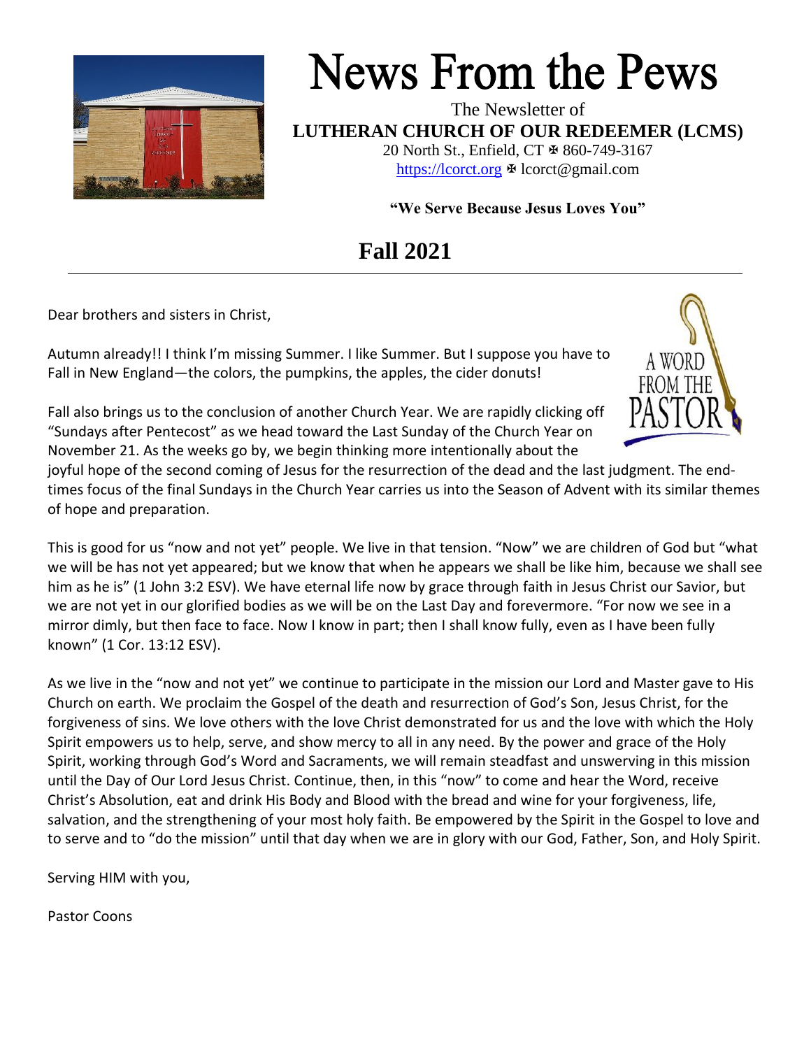# News From the Pews

The Newsletter of

**LUTHERAN CHURCH OF OUR REDEEMER (LCMS)**

20 North St., Enfield, CT ✠ 860-749-3167

https://lcorct.org ✠ lcorct@gmail.com

**"We Serve Because Jesus Loves You"**

## Fall 2021

A WORD FROM THE PASTOR

Dear brothers and sisters in Christ,

Autumn already!! I think I'm missing Summer. I like Summer. But I suppose you have to Fall in New England—the colors, the pumpkins, the apples, the cider donuts!

Fall also brings us to the conclusion of another Church Year. We are rapidly clicking off "Sundays after Pentecost" as we head toward the Last Sunday of the Church Year on November 21. As the weeks go by, we begin thinking more intentionally about the joyful hope of the second coming of Jesus for the resurrection of the dead and the last judgment. The end-times focus of the final Sundays in the Church Year carries us into the Season of Advent with its similar themes of hope and preparation.

This is good for us "now and not yet" people. We live in that tension. "Now" we are children of God but "what we will be has not yet appeared; but we know that when he appears we shall be like him, because we shall see him as he is" (1 John 3:2 ESV). We have eternal life now by grace through faith in Jesus Christ our Savior, but we are not yet in our glorified bodies as we will be on the Last Day and forevermore. "For now we see in a mirror dimly, but then face to face. Now I know in part; then I shall know fully, even as I have been fully known" (1 Cor. 13:12 ESV).

As we live in the "now and not yet" we continue to participate in the mission our Lord and Master gave to His Church on earth. We proclaim the Gospel of the death and resurrection of God's Son, Jesus Christ, for the forgiveness of sins. We love others with the love Christ demonstrated for us and the love with which the Holy Spirit empowers us to help, serve, and show mercy to all in any need. By the power and grace of the Holy Spirit, working through God's Word and Sacraments, we will remain steadfast and unswerving in this mission until the Day of Our Lord Jesus Christ. Continue, then, in this "now" to come and hear the Word, receive Christ's Absolution, eat and drink His Body and Blood with the bread and wine for your forgiveness, life, salvation, and the strengthening of your most holy faith. Be empowered by the Spirit in the Gospel to love and to serve and to "do the mission" until that day when we are in glory with our God, Father, Son, and Holy Spirit.

Serving HIM with you,

Pastor Coons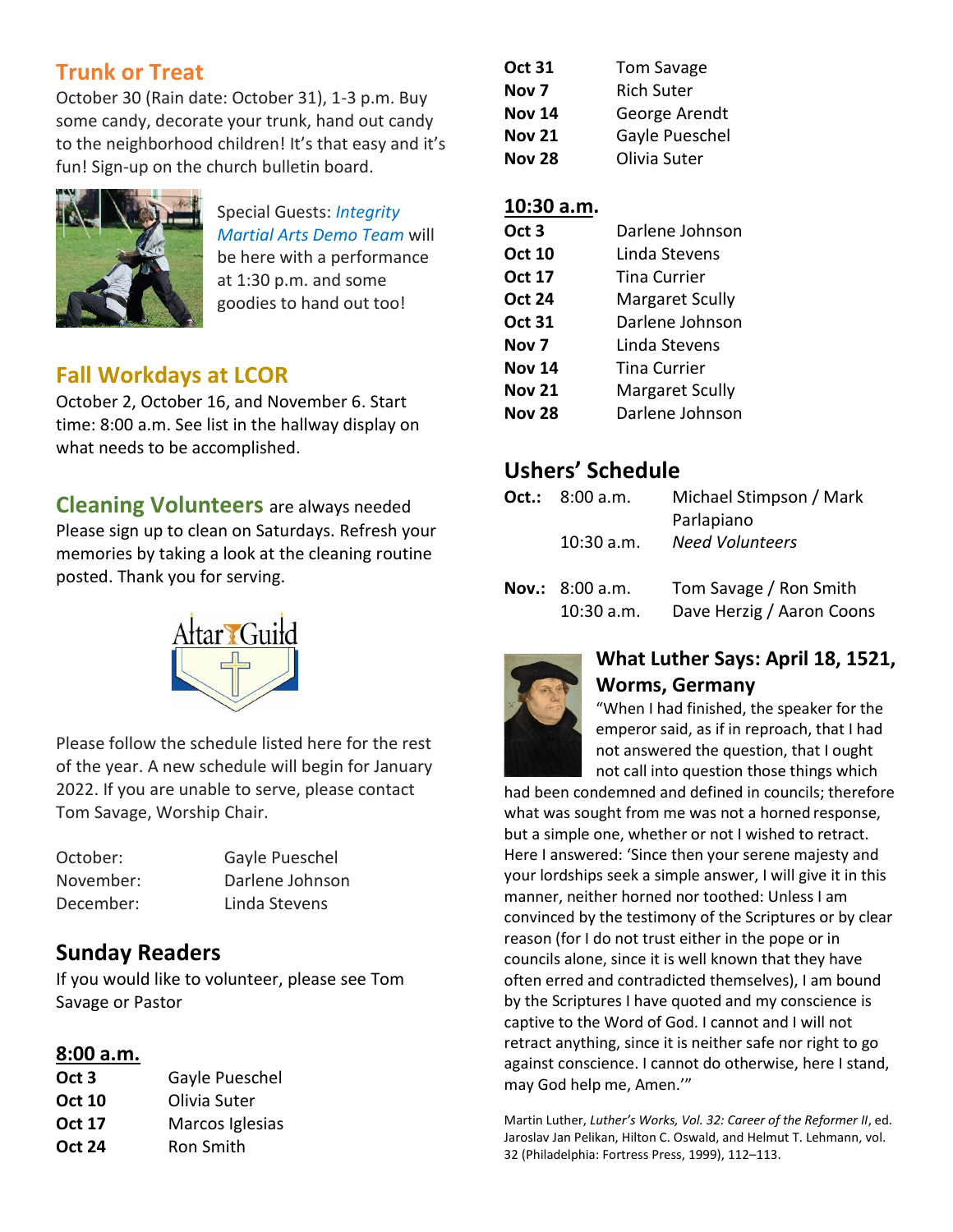## Trunk or Treat

October 30 (Rain date: October 31), 1-3 p.m. Buy some candy, decorate your trunk, hand out candy to the neighborhood children! It's that easy and it's fun! Sign-up on the church bulletin board.

Special Guests: *Integrity Martial Arts Demo Team* will be here with a performance at 1:30 p.m. and some goodies to hand out too!

## Fall Workdays at LCOR

October 2, October 16, and November 6. Start time: 8:00 a.m. See list in the hallway display on what needs to be accomplished.

## Cleaning Volunteers are always needed

Please sign up to clean on Saturdays. Refresh your memories by taking a look at the cleaning routine posted. Thank you for serving.

Altar Guild

Please follow the schedule listed here for the rest of the year. A new schedule will begin for January 2022. If you are unable to serve, please contact Tom Savage, Worship Chair.

| | |
|---|---|
| October: | Gayle Pueschel |
| November: | Darlene Johnson |
| December: | Linda Stevens |

## Sunday Readers

If you would like to volunteer, please see Tom Savage or Pastor

**8:00 a.m.**

| | |
|---|---|
| **Oct 3** | Gayle Pueschel |
| **Oct 10** | Olivia Suter |
| **Oct 17** | Marcos Iglesias |
| **Oct 24** | Ron Smith |
| **Oct 31** | Tom Savage |
| **Nov 7** | Rich Suter |
| **Nov 14** | George Arendt |
| **Nov 21** | Gayle Pueschel |
| **Nov 28** | Olivia Suter |

**10:30 a.m.**

| | |
|---|---|
| **Oct 3** | Darlene Johnson |
| **Oct 10** | Linda Stevens |
| **Oct 17** | Tina Currier |
| **Oct 24** | Margaret Scully |
| **Oct 31** | Darlene Johnson |
| **Nov 7** | Linda Stevens |
| **Nov 14** | Tina Currier |
| **Nov 21** | Margaret Scully |
| **Nov 28** | Darlene Johnson |

## Ushers' Schedule

| | | |
|---|---|---|
| **Oct.:** | 8:00 a.m. | Michael Stimpson / Mark Parlapiano |
| | 10:30 a.m. | *Need Volunteers* |
| **Nov.:** | 8:00 a.m. | Tom Savage / Ron Smith |
| | 10:30 a.m. | Dave Herzig / Aaron Coons |

## What Luther Says: April 18, 1521, Worms, Germany

"When I had finished, the speaker for the emperor said, as if in reproach, that I had not answered the question, that I ought not call into question those things which had been condemned and defined in councils; therefore what was sought from me was not a horned response, but a simple one, whether or not I wished to retract. Here I answered: 'Since then your serene majesty and your lordships seek a simple answer, I will give it in this manner, neither horned nor toothed: Unless I am convinced by the testimony of the Scriptures or by clear reason (for I do not trust either in the pope or in councils alone, since it is well known that they have often erred and contradicted themselves), I am bound by the Scriptures I have quoted and my conscience is captive to the Word of God. I cannot and I will not retract anything, since it is neither safe nor right to go against conscience. I cannot do otherwise, here I stand, may God help me, Amen.'"

Martin Luther, *Luther's Works, Vol. 32: Career of the Reformer II*, ed. Jaroslav Jan Pelikan, Hilton C. Oswald, and Helmut T. Lehmann, vol. 32 (Philadelphia: Fortress Press, 1999), 112–113.